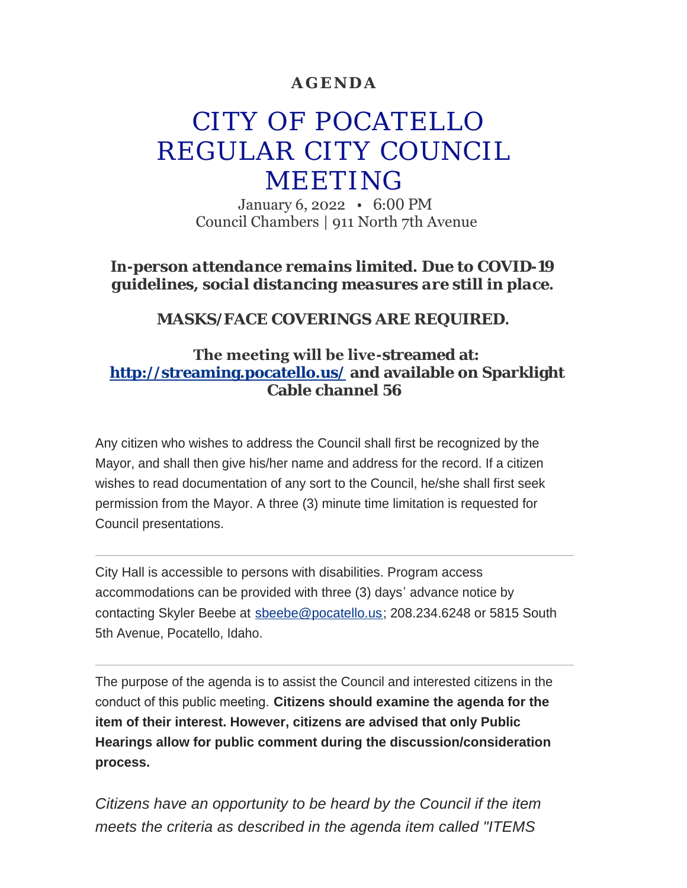**AGENDA**

# CITY OF POCATELLO REGULAR CITY COUNCIL MEETING

January 6, 2022 • 6:00 PM
Council Chambers | 911 North 7th Avenue

***In-person attendance remains limited. Due to COVID-19 guidelines, social distancing measures are still in place.***

**MASKS/FACE COVERINGS ARE REQUIRED.**

**The meeting will be live-streamed at: http://streaming.pocatello.us/ and available on Sparklight Cable channel 56**

Any citizen who wishes to address the Council shall first be recognized by the Mayor, and shall then give his/her name and address for the record. If a citizen wishes to read documentation of any sort to the Council, he/she shall first seek permission from the Mayor. A three (3) minute time limitation is requested for Council presentations.

---

City Hall is accessible to persons with disabilities. Program access accommodations can be provided with three (3) days' advance notice by contacting Skyler Beebe at sbeebe@pocatello.us; 208.234.6248 or 5815 South 5th Avenue, Pocatello, Idaho.

---

The purpose of the agenda is to assist the Council and interested citizens in the conduct of this public meeting. **Citizens should examine the agenda for the item of their interest. However, citizens are advised that only Public Hearings allow for public comment during the discussion/consideration process.**

*Citizens have an opportunity to be heard by the Council if the item meets the criteria as described in the agenda item called "ITEMS*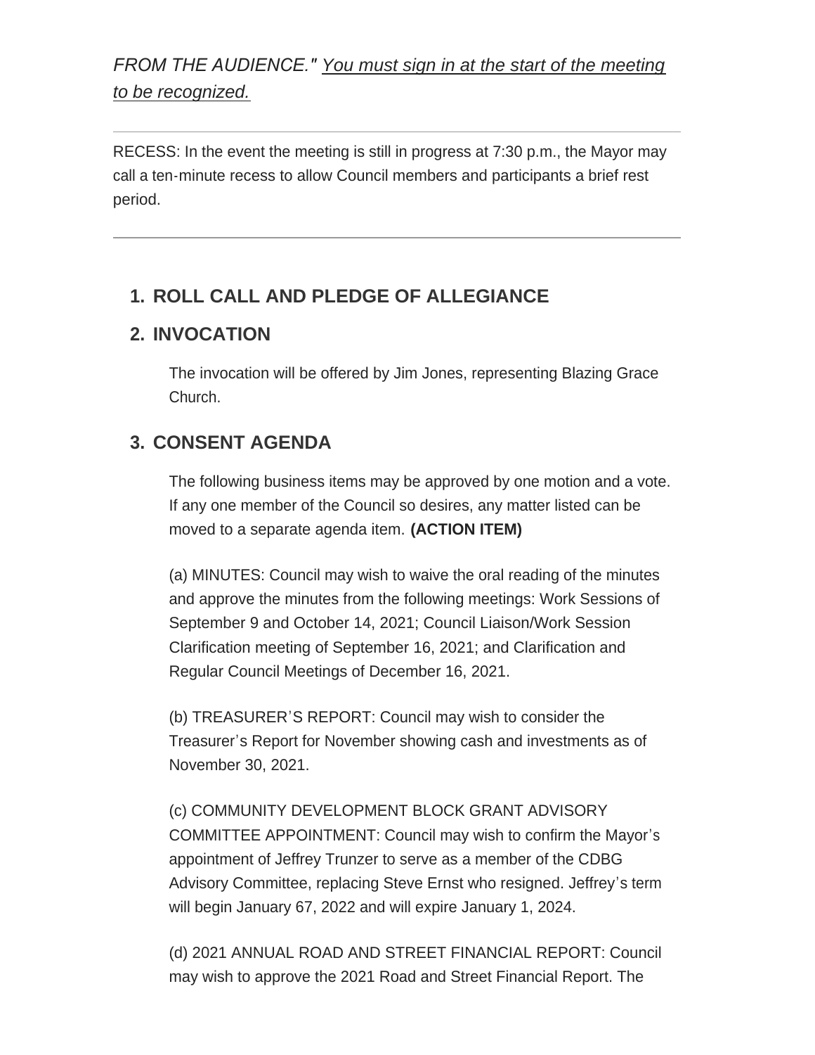*FROM THE AUDIENCE." You must sign in at the start of the meeting to be recognized.*

---

RECESS: In the event the meeting is still in progress at 7:30 p.m., the Mayor may call a ten-minute recess to allow Council members and participants a brief rest period.

---

## 1. ROLL CALL AND PLEDGE OF ALLEGIANCE

## 2. INVOCATION

The invocation will be offered by Jim Jones, representing Blazing Grace Church.

## 3. CONSENT AGENDA

The following business items may be approved by one motion and a vote. If any one member of the Council so desires, any matter listed can be moved to a separate agenda item. **(ACTION ITEM)**

(a) MINUTES: Council may wish to waive the oral reading of the minutes and approve the minutes from the following meetings: Work Sessions of September 9 and October 14, 2021; Council Liaison/Work Session Clarification meeting of September 16, 2021; and Clarification and Regular Council Meetings of December 16, 2021.

(b) TREASURER'S REPORT: Council may wish to consider the Treasurer's Report for November showing cash and investments as of November 30, 2021.

(c) COMMUNITY DEVELOPMENT BLOCK GRANT ADVISORY COMMITTEE APPOINTMENT: Council may wish to confirm the Mayor's appointment of Jeffrey Trunzer to serve as a member of the CDBG Advisory Committee, replacing Steve Ernst who resigned. Jeffrey's term will begin January 67, 2022 and will expire January 1, 2024.

(d) 2021 ANNUAL ROAD AND STREET FINANCIAL REPORT: Council may wish to approve the 2021 Road and Street Financial Report. The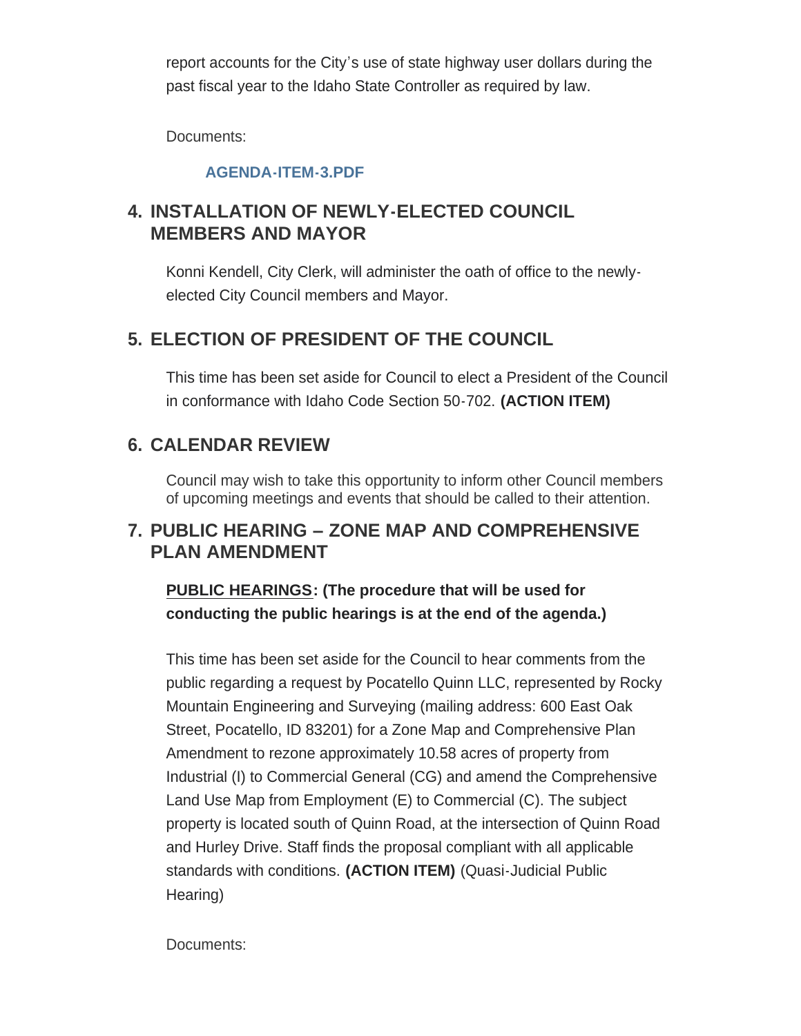report accounts for the City's use of state highway user dollars during the past fiscal year to the Idaho State Controller as required by law.

Documents:

**AGENDA-ITEM-3.PDF**

## 4. INSTALLATION OF NEWLY-ELECTED COUNCIL MEMBERS AND MAYOR

Konni Kendell, City Clerk, will administer the oath of office to the newly-elected City Council members and Mayor.

## 5. ELECTION OF PRESIDENT OF THE COUNCIL

This time has been set aside for Council to elect a President of the Council in conformance with Idaho Code Section 50-702. **(ACTION ITEM)**

## 6. CALENDAR REVIEW

Council may wish to take this opportunity to inform other Council members of upcoming meetings and events that should be called to their attention.

## 7. PUBLIC HEARING – ZONE MAP AND COMPREHENSIVE PLAN AMENDMENT

**PUBLIC HEARINGS: (The procedure that will be used for conducting the public hearings is at the end of the agenda.)**

This time has been set aside for the Council to hear comments from the public regarding a request by Pocatello Quinn LLC, represented by Rocky Mountain Engineering and Surveying (mailing address: 600 East Oak Street, Pocatello, ID 83201) for a Zone Map and Comprehensive Plan Amendment to rezone approximately 10.58 acres of property from Industrial (I) to Commercial General (CG) and amend the Comprehensive Land Use Map from Employment (E) to Commercial (C). The subject property is located south of Quinn Road, at the intersection of Quinn Road and Hurley Drive. Staff finds the proposal compliant with all applicable standards with conditions. **(ACTION ITEM)** (Quasi-Judicial Public Hearing)

Documents: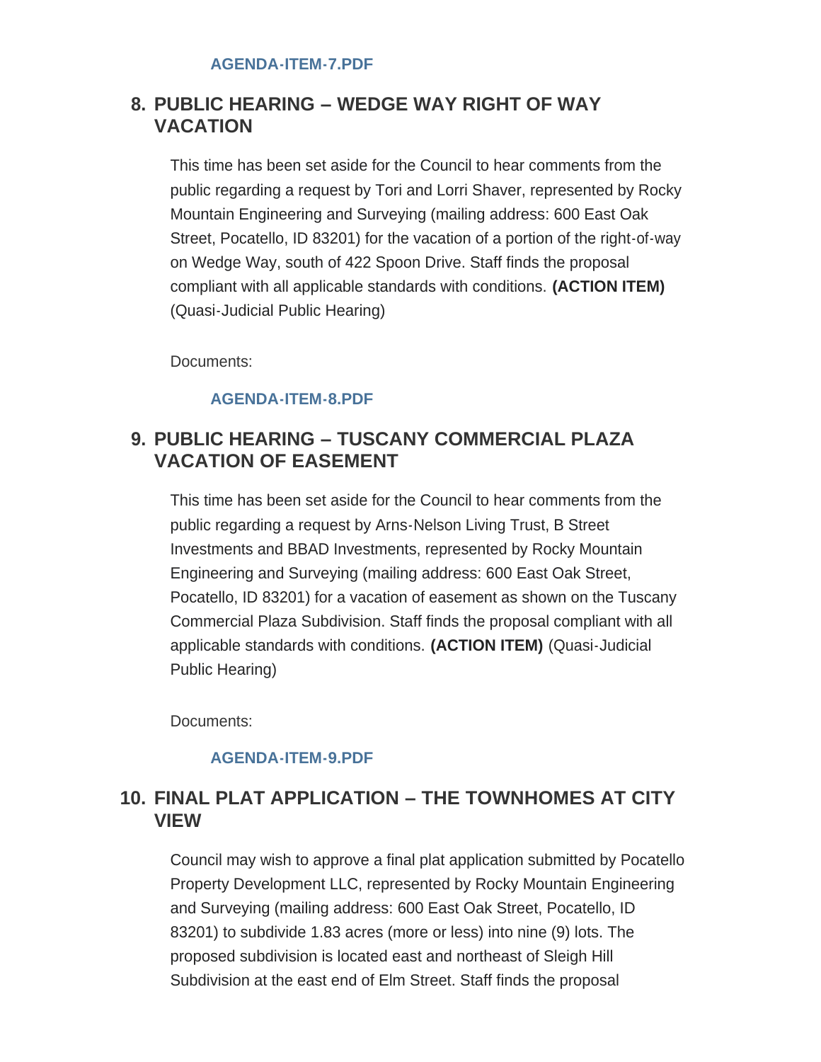AGENDA-ITEM-7.PDF

## 8. PUBLIC HEARING – WEDGE WAY RIGHT OF WAY VACATION

This time has been set aside for the Council to hear comments from the public regarding a request by Tori and Lorri Shaver, represented by Rocky Mountain Engineering and Surveying (mailing address: 600 East Oak Street, Pocatello, ID 83201) for the vacation of a portion of the right-of-way on Wedge Way, south of 422 Spoon Drive. Staff finds the proposal compliant with all applicable standards with conditions. **(ACTION ITEM)** (Quasi-Judicial Public Hearing)

Documents:

AGENDA-ITEM-8.PDF

## 9. PUBLIC HEARING – TUSCANY COMMERCIAL PLAZA VACATION OF EASEMENT

This time has been set aside for the Council to hear comments from the public regarding a request by Arns-Nelson Living Trust, B Street Investments and BBAD Investments, represented by Rocky Mountain Engineering and Surveying (mailing address: 600 East Oak Street, Pocatello, ID 83201) for a vacation of easement as shown on the Tuscany Commercial Plaza Subdivision. Staff finds the proposal compliant with all applicable standards with conditions. **(ACTION ITEM)** (Quasi-Judicial Public Hearing)

Documents:

AGENDA-ITEM-9.PDF

## 10. FINAL PLAT APPLICATION – THE TOWNHOMES AT CITY VIEW

Council may wish to approve a final plat application submitted by Pocatello Property Development LLC, represented by Rocky Mountain Engineering and Surveying (mailing address: 600 East Oak Street, Pocatello, ID 83201) to subdivide 1.83 acres (more or less) into nine (9) lots. The proposed subdivision is located east and northeast of Sleigh Hill Subdivision at the east end of Elm Street. Staff finds the proposal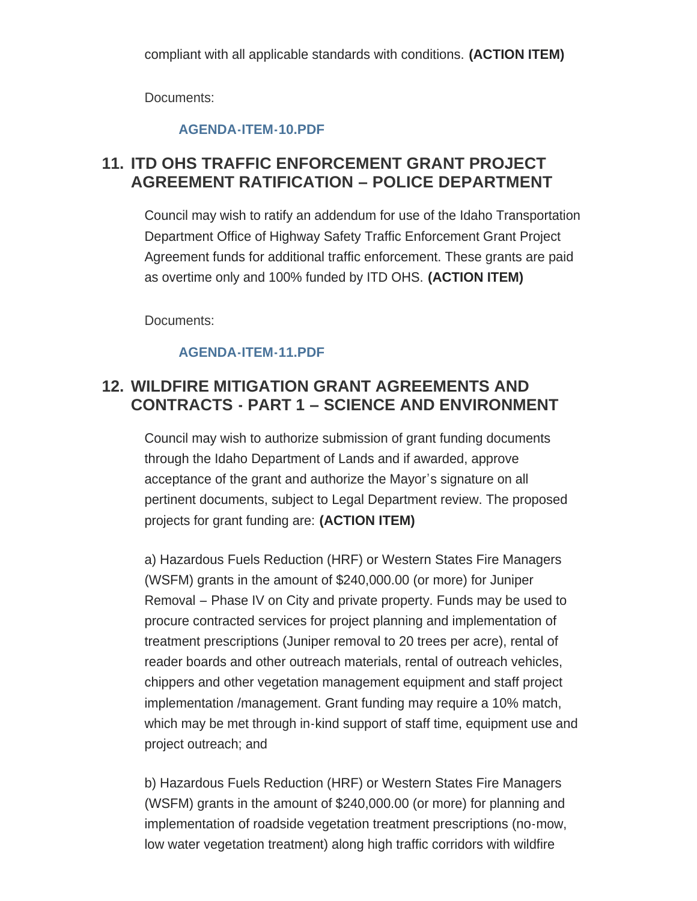compliant with all applicable standards with conditions. **(ACTION ITEM)**

Documents:

AGENDA-ITEM-10.PDF

## 11. ITD OHS TRAFFIC ENFORCEMENT GRANT PROJECT AGREEMENT RATIFICATION – POLICE DEPARTMENT

Council may wish to ratify an addendum for use of the Idaho Transportation Department Office of Highway Safety Traffic Enforcement Grant Project Agreement funds for additional traffic enforcement. These grants are paid as overtime only and 100% funded by ITD OHS. **(ACTION ITEM)**

Documents:

AGENDA-ITEM-11.PDF

## 12. WILDFIRE MITIGATION GRANT AGREEMENTS AND CONTRACTS - PART 1 – SCIENCE AND ENVIRONMENT

Council may wish to authorize submission of grant funding documents through the Idaho Department of Lands and if awarded, approve acceptance of the grant and authorize the Mayor's signature on all pertinent documents, subject to Legal Department review. The proposed projects for grant funding are: **(ACTION ITEM)**

a) Hazardous Fuels Reduction (HRF) or Western States Fire Managers (WSFM) grants in the amount of $240,000.00 (or more) for Juniper Removal – Phase IV on City and private property. Funds may be used to procure contracted services for project planning and implementation of treatment prescriptions (Juniper removal to 20 trees per acre), rental of reader boards and other outreach materials, rental of outreach vehicles, chippers and other vegetation management equipment and staff project implementation /management. Grant funding may require a 10% match, which may be met through in-kind support of staff time, equipment use and project outreach; and

b) Hazardous Fuels Reduction (HRF) or Western States Fire Managers (WSFM) grants in the amount of $240,000.00 (or more) for planning and implementation of roadside vegetation treatment prescriptions (no-mow, low water vegetation treatment) along high traffic corridors with wildfire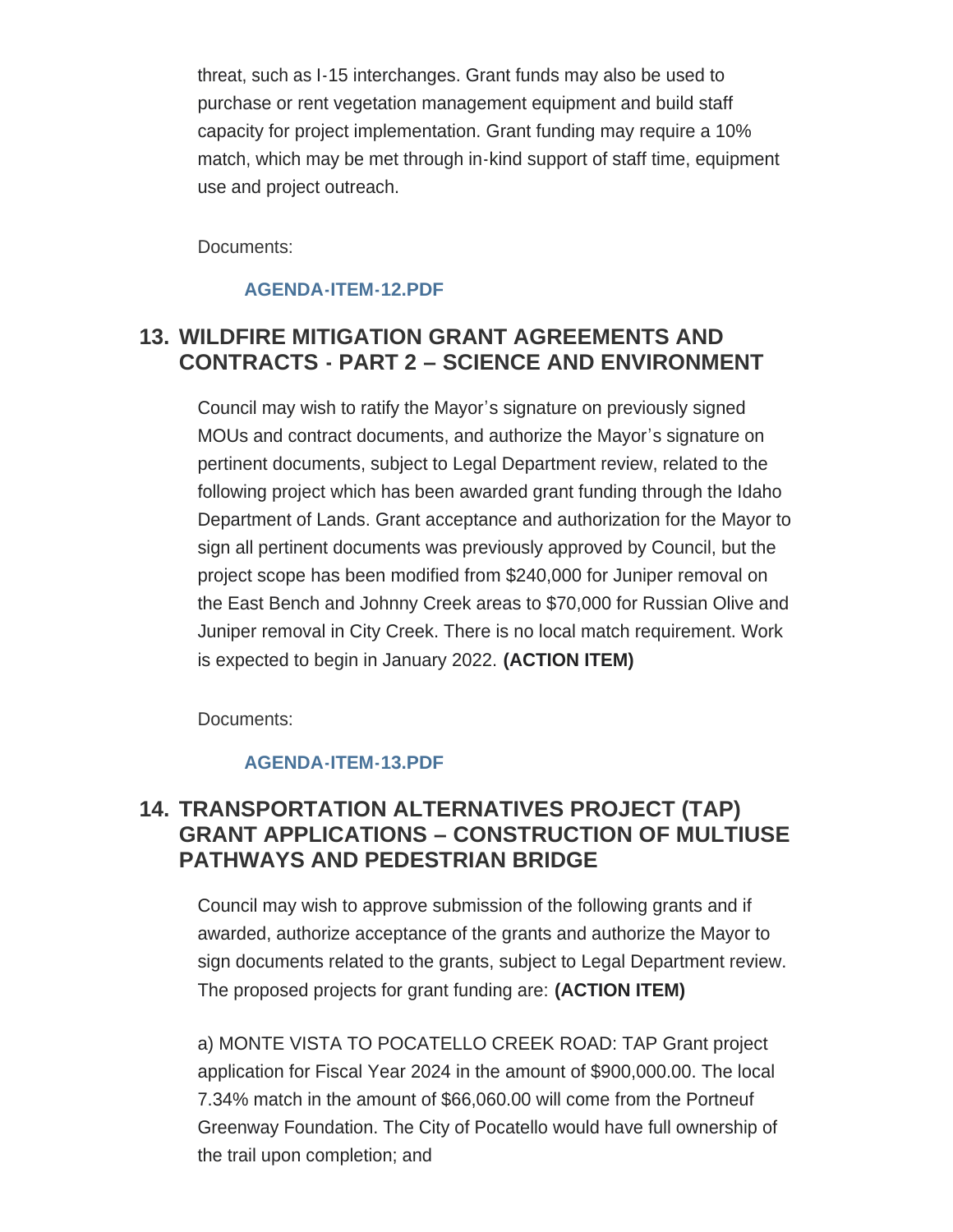threat, such as I-15 interchanges. Grant funds may also be used to purchase or rent vegetation management equipment and build staff capacity for project implementation. Grant funding may require a 10% match, which may be met through in-kind support of staff time, equipment use and project outreach.

Documents:

AGENDA-ITEM-12.PDF

## 13. WILDFIRE MITIGATION GRANT AGREEMENTS AND CONTRACTS - PART 2 – SCIENCE AND ENVIRONMENT

Council may wish to ratify the Mayor's signature on previously signed MOUs and contract documents, and authorize the Mayor's signature on pertinent documents, subject to Legal Department review, related to the following project which has been awarded grant funding through the Idaho Department of Lands. Grant acceptance and authorization for the Mayor to sign all pertinent documents was previously approved by Council, but the project scope has been modified from $240,000 for Juniper removal on the East Bench and Johnny Creek areas to $70,000 for Russian Olive and Juniper removal in City Creek. There is no local match requirement. Work is expected to begin in January 2022. **(ACTION ITEM)**

Documents:

AGENDA-ITEM-13.PDF

## 14. TRANSPORTATION ALTERNATIVES PROJECT (TAP) GRANT APPLICATIONS – CONSTRUCTION OF MULTIUSE PATHWAYS AND PEDESTRIAN BRIDGE

Council may wish to approve submission of the following grants and if awarded, authorize acceptance of the grants and authorize the Mayor to sign documents related to the grants, subject to Legal Department review. The proposed projects for grant funding are: **(ACTION ITEM)**

a) MONTE VISTA TO POCATELLO CREEK ROAD: TAP Grant project application for Fiscal Year 2024 in the amount of $900,000.00. The local 7.34% match in the amount of $66,060.00 will come from the Portneuf Greenway Foundation. The City of Pocatello would have full ownership of the trail upon completion; and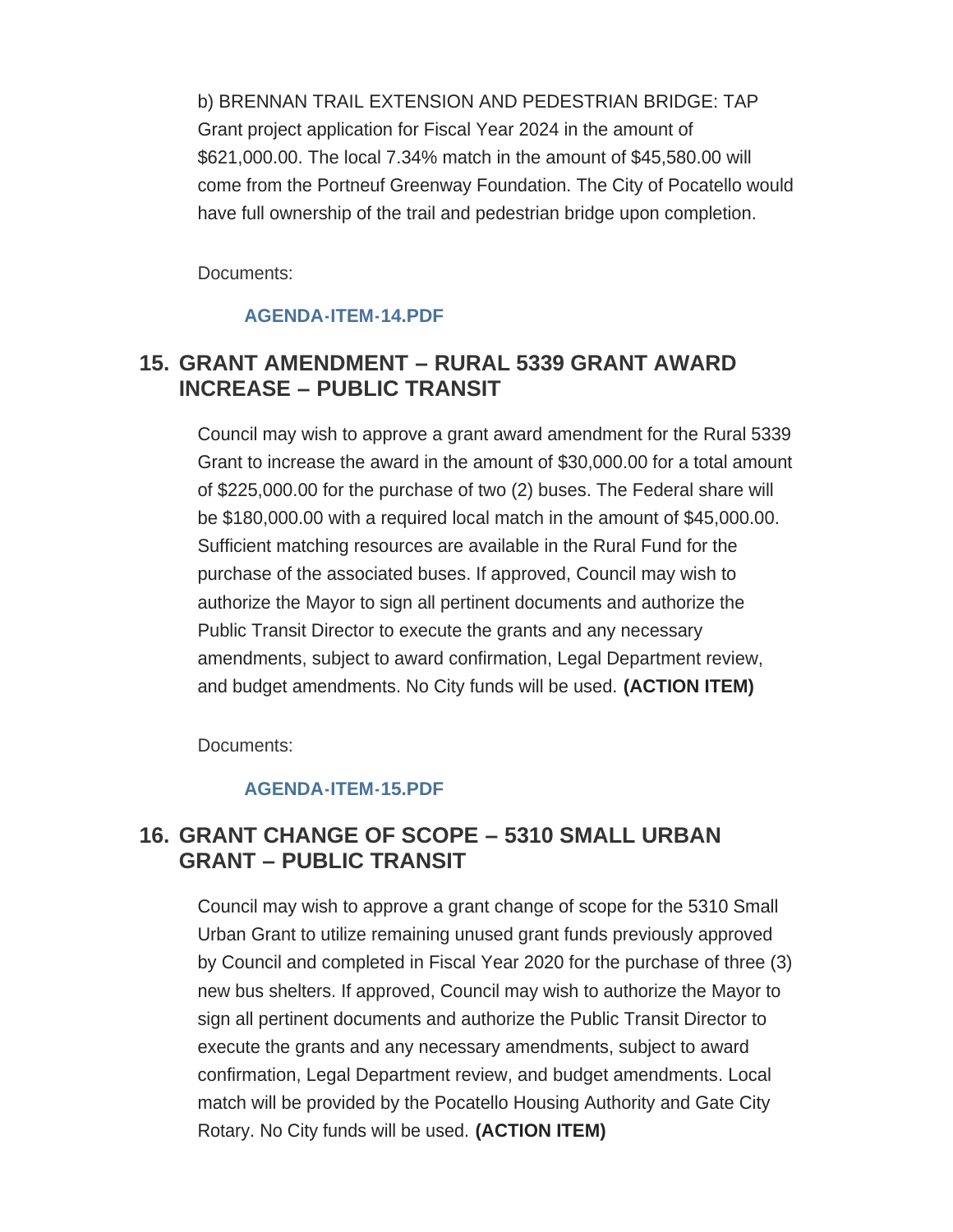b) BRENNAN TRAIL EXTENSION AND PEDESTRIAN BRIDGE: TAP Grant project application for Fiscal Year 2024 in the amount of $621,000.00. The local 7.34% match in the amount of $45,580.00 will come from the Portneuf Greenway Foundation. The City of Pocatello would have full ownership of the trail and pedestrian bridge upon completion.

Documents:

**AGENDA-ITEM-14.PDF**

## 15. GRANT AMENDMENT – RURAL 5339 GRANT AWARD INCREASE – PUBLIC TRANSIT

Council may wish to approve a grant award amendment for the Rural 5339 Grant to increase the award in the amount of $30,000.00 for a total amount of $225,000.00 for the purchase of two (2) buses. The Federal share will be $180,000.00 with a required local match in the amount of $45,000.00. Sufficient matching resources are available in the Rural Fund for the purchase of the associated buses. If approved, Council may wish to authorize the Mayor to sign all pertinent documents and authorize the Public Transit Director to execute the grants and any necessary amendments, subject to award confirmation, Legal Department review, and budget amendments. No City funds will be used. **(ACTION ITEM)**

Documents:

**AGENDA-ITEM-15.PDF**

## 16. GRANT CHANGE OF SCOPE – 5310 SMALL URBAN GRANT – PUBLIC TRANSIT

Council may wish to approve a grant change of scope for the 5310 Small Urban Grant to utilize remaining unused grant funds previously approved by Council and completed in Fiscal Year 2020 for the purchase of three (3) new bus shelters. If approved, Council may wish to authorize the Mayor to sign all pertinent documents and authorize the Public Transit Director to execute the grants and any necessary amendments, subject to award confirmation, Legal Department review, and budget amendments. Local match will be provided by the Pocatello Housing Authority and Gate City Rotary. No City funds will be used. **(ACTION ITEM)**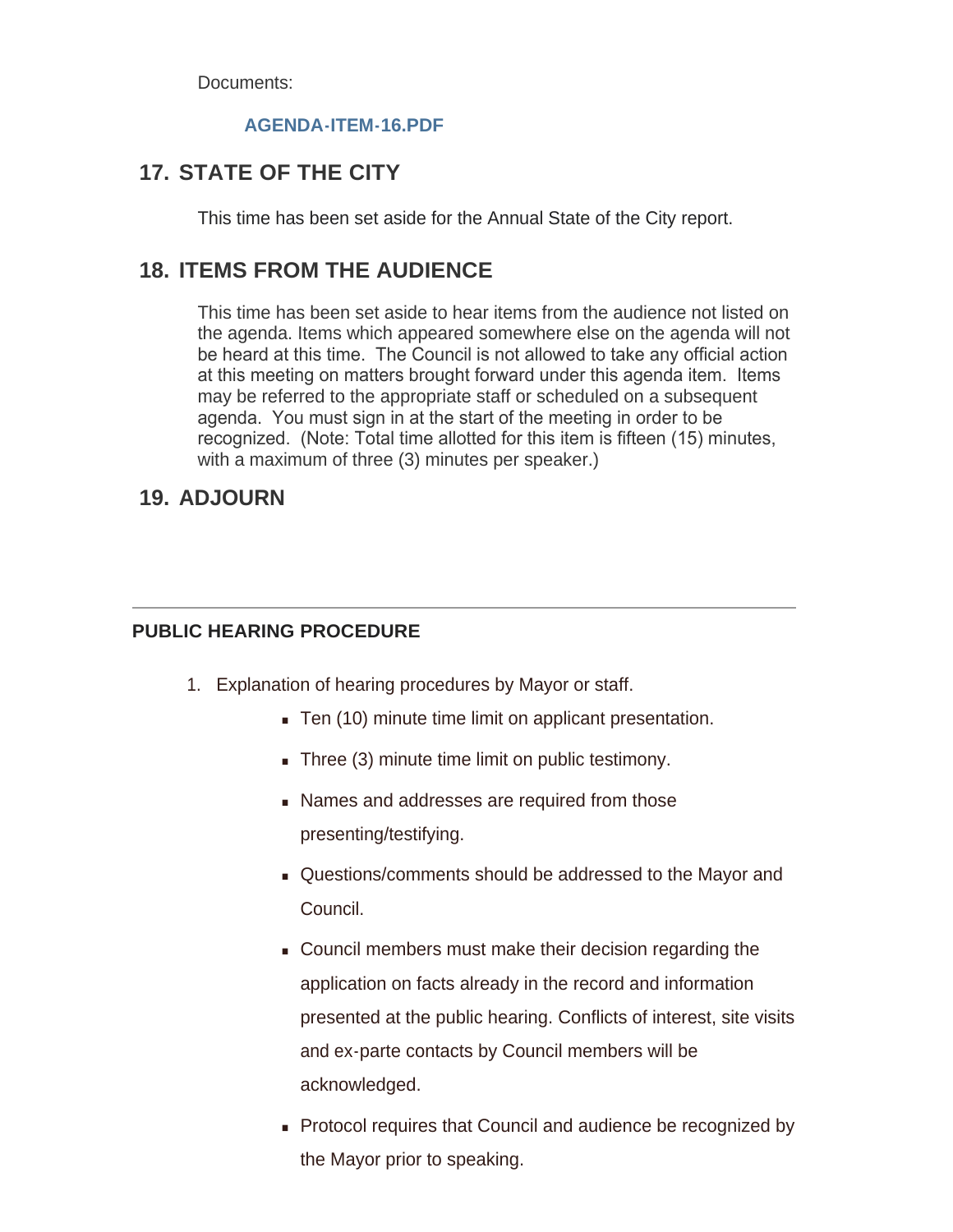Documents:

AGENDA-ITEM-16.PDF

## 17. STATE OF THE CITY

This time has been set aside for the Annual State of the City report.

## 18. ITEMS FROM THE AUDIENCE

This time has been set aside to hear items from the audience not listed on the agenda. Items which appeared somewhere else on the agenda will not be heard at this time. The Council is not allowed to take any official action at this meeting on matters brought forward under this agenda item. Items may be referred to the appropriate staff or scheduled on a subsequent agenda. You must sign in at the start of the meeting in order to be recognized. (Note: Total time allotted for this item is fifteen (15) minutes, with a maximum of three (3) minutes per speaker.)

## 19. ADJOURN

---

### PUBLIC HEARING PROCEDURE

1. Explanation of hearing procedures by Mayor or staff.
    - Ten (10) minute time limit on applicant presentation.
    - Three (3) minute time limit on public testimony.
    - Names and addresses are required from those presenting/testifying.
    - Questions/comments should be addressed to the Mayor and Council.
    - Council members must make their decision regarding the application on facts already in the record and information presented at the public hearing. Conflicts of interest, site visits and ex-parte contacts by Council members will be acknowledged.
    - Protocol requires that Council and audience be recognized by the Mayor prior to speaking.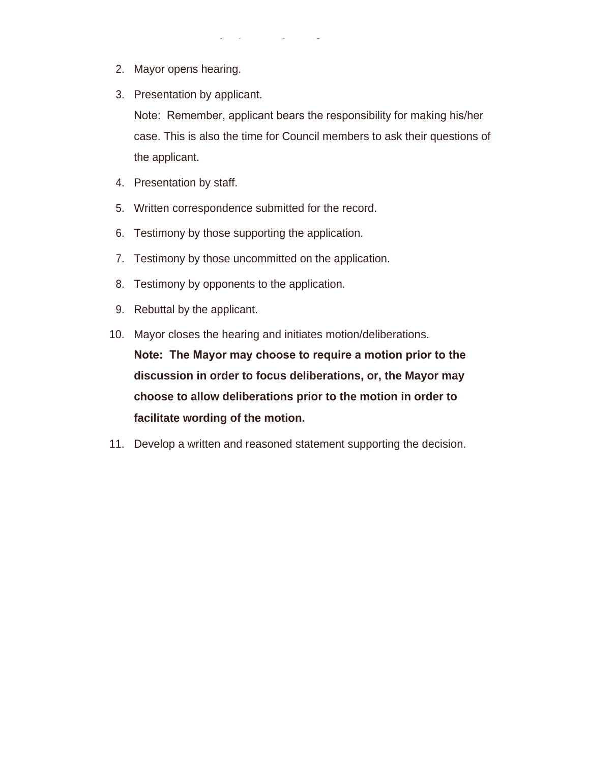2. Mayor opens hearing.
3. Presentation by applicant.

   Note: Remember, applicant bears the responsibility for making his/her case. This is also the time for Council members to ask their questions of the applicant.
4. Presentation by staff.
5. Written correspondence submitted for the record.
6. Testimony by those supporting the application.
7. Testimony by those uncommitted on the application.
8. Testimony by opponents to the application.
9. Rebuttal by the applicant.
10. Mayor closes the hearing and initiates motion/deliberations.

    **Note: The Mayor may choose to require a motion prior to the discussion in order to focus deliberations, or, the Mayor may choose to allow deliberations prior to the motion in order to facilitate wording of the motion.**
11. Develop a written and reasoned statement supporting the decision.